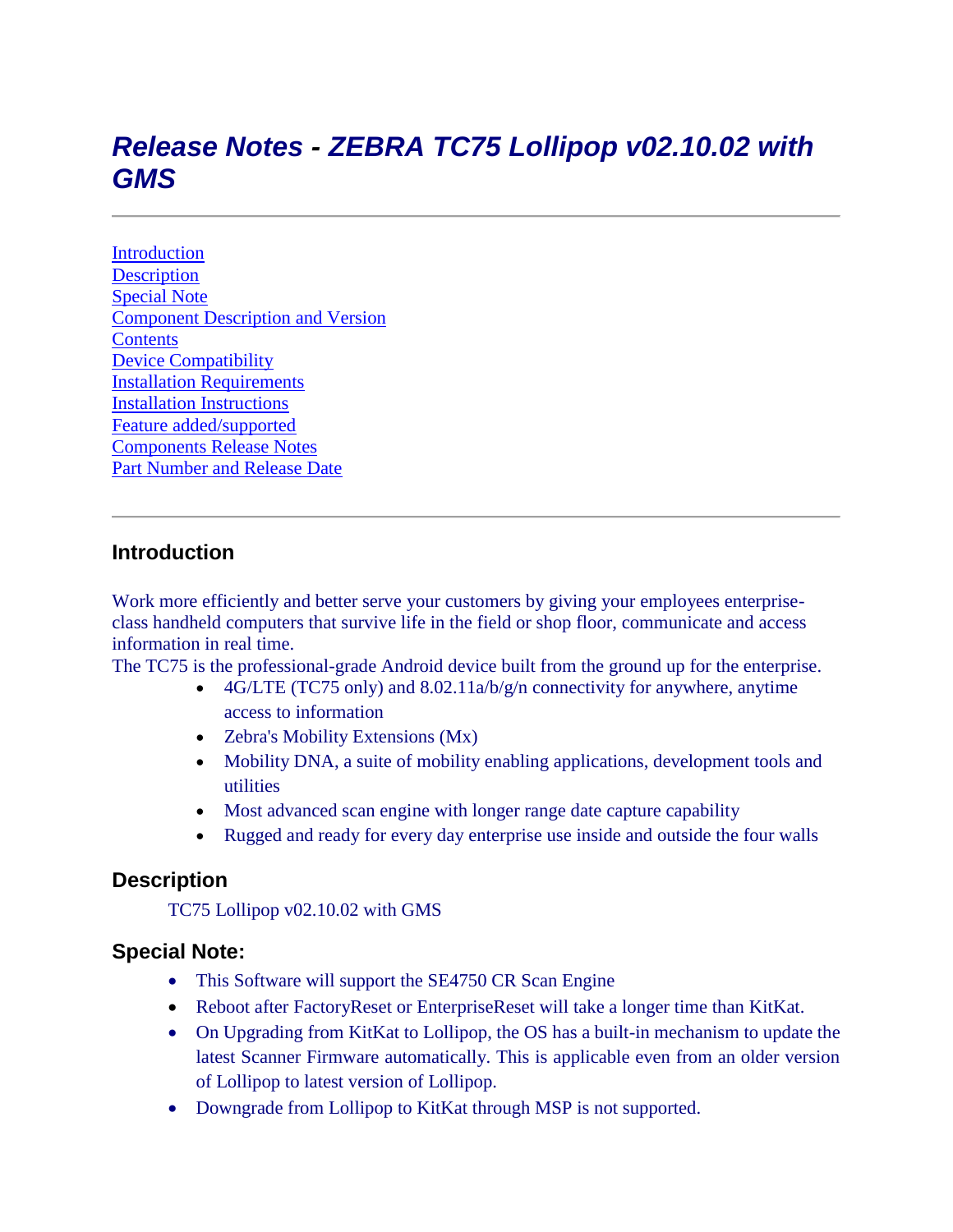# *Release Notes - ZEBRA TC75 Lollipop v02.10.02 with GMS*

---

[Introduction](#introduction)
[Description](#description)
[Special Note](#special-note)
[Component Description and Version](#component-description-and-version)
[Contents](#contents)
[Device Compatibility](#device-compatibility)
[Installation Requirements](#installation-requirements)
[Installation Instructions](#installation-instructions)
[Feature added/supported](#feature-addedsupported)
[Components Release Notes](#components-release-notes)
[Part Number and Release Date](#part-number-and-release-date)

---

## Introduction

Work more efficiently and better serve your customers by giving your employees enterprise-class handheld computers that survive life in the field or shop floor, communicate and access information in real time.
The TC75 is the professional-grade Android device built from the ground up for the enterprise.

- 4G/LTE (TC75 only) and 8.02.11a/b/g/n connectivity for anywhere, anytime access to information
- Zebra's Mobility Extensions (Mx)
- Mobility DNA, a suite of mobility enabling applications, development tools and utilities
- Most advanced scan engine with longer range date capture capability
- Rugged and ready for every day enterprise use inside and outside the four walls

## Description

TC75 Lollipop v02.10.02 with GMS

## Special Note:

- This Software will support the SE4750 CR Scan Engine
- Reboot after FactoryReset or EnterpriseReset will take a longer time than KitKat.
- On Upgrading from KitKat to Lollipop, the OS has a built-in mechanism to update the latest Scanner Firmware automatically. This is applicable even from an older version of Lollipop to latest version of Lollipop.
- Downgrade from Lollipop to KitKat through MSP is not supported.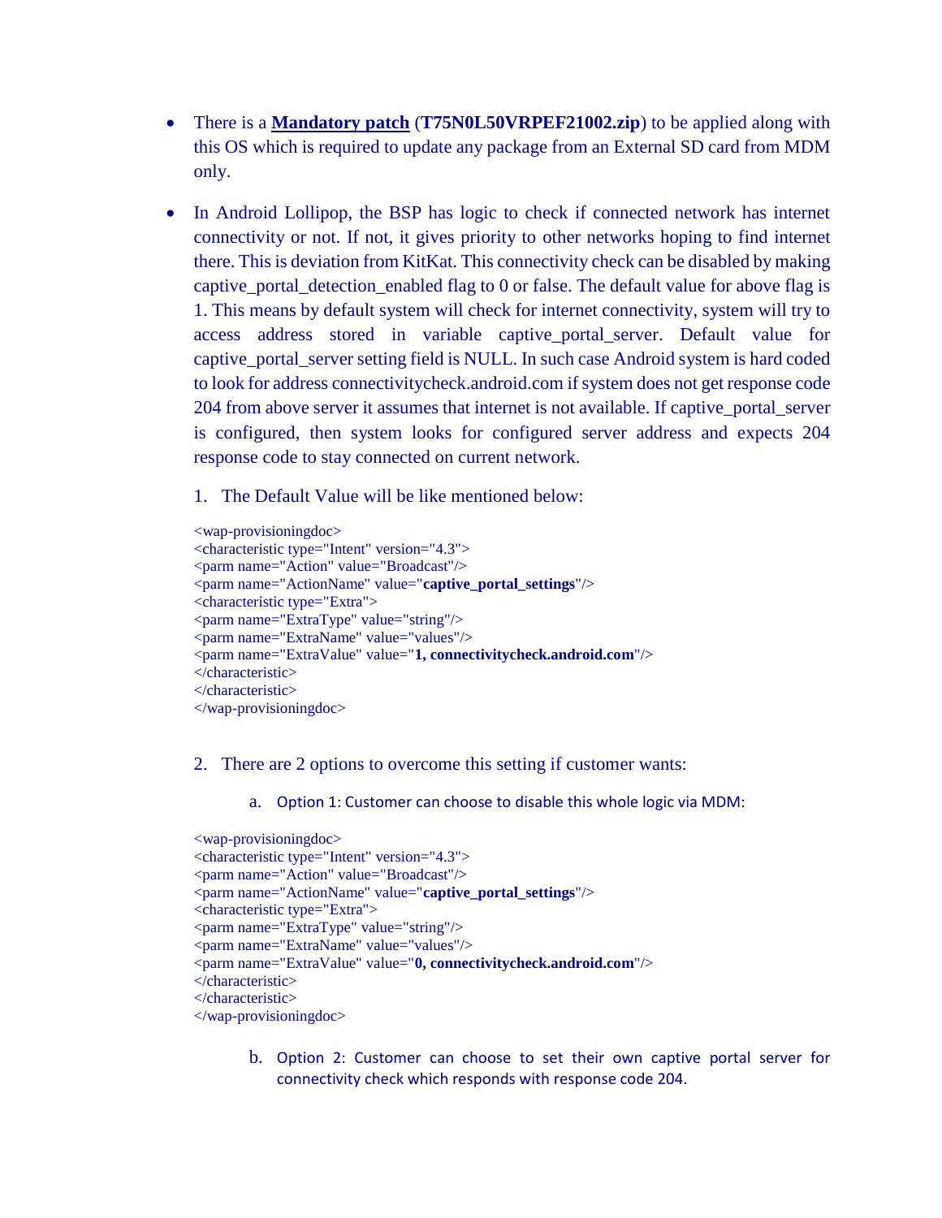- There is a **Mandatory patch** (**T75N0L50VRPEF21002.zip**) to be applied along with this OS which is required to update any package from an External SD card from MDM only.

- In Android Lollipop, the BSP has logic to check if connected network has internet connectivity or not. If not, it gives priority to other networks hoping to find internet there. This is deviation from KitKat. This connectivity check can be disabled by making captive_portal_detection_enabled flag to 0 or false. The default value for above flag is 1. This means by default system will check for internet connectivity, system will try to access address stored in variable captive_portal_server. Default value for captive_portal_server setting field is NULL. In such case Android system is hard coded to look for address connectivitycheck.android.com if system does not get response code 204 from above server it assumes that internet is not available. If captive_portal_server is configured, then system looks for configured server address and expects 204 response code to stay connected on current network.

  1. The Default Value will be like mentioned below:

```
<wap-provisioningdoc>
<characteristic type="Intent" version="4.3">
<parm name="Action" value="Broadcast"/>
<parm name="ActionName" value="captive_portal_settings"/>
<characteristic type="Extra">
<parm name="ExtraType" value="string"/>
<parm name="ExtraName" value="values"/>
<parm name="ExtraValue" value="1, connectivitycheck.android.com"/>
</characteristic>
</characteristic>
</wap-provisioningdoc>
```

  2. There are 2 options to overcome this setting if customer wants:

     a. Option 1: Customer can choose to disable this whole logic via MDM:

```
<wap-provisioningdoc>
<characteristic type="Intent" version="4.3">
<parm name="Action" value="Broadcast"/>
<parm name="ActionName" value="captive_portal_settings"/>
<characteristic type="Extra">
<parm name="ExtraType" value="string"/>
<parm name="ExtraName" value="values"/>
<parm name="ExtraValue" value="0, connectivitycheck.android.com"/>
</characteristic>
</characteristic>
</wap-provisioningdoc>
```

     b. Option 2: Customer can choose to set their own captive portal server for connectivity check which responds with response code 204.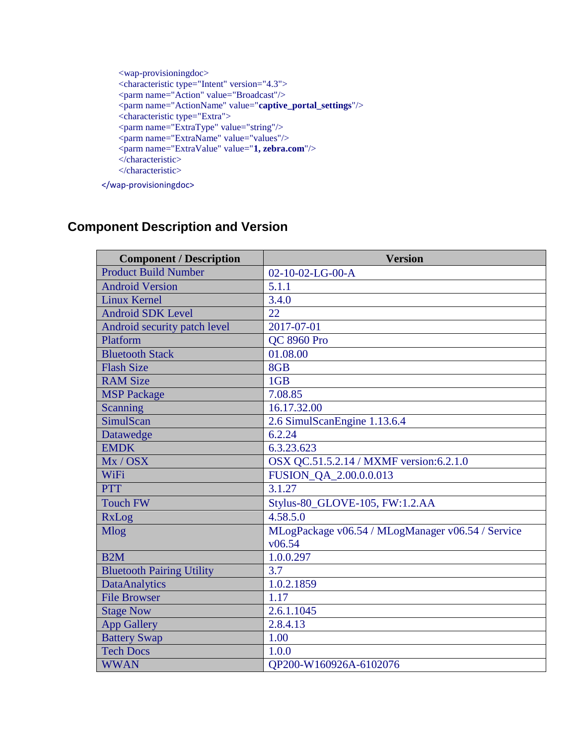```
<wap-provisioningdoc>
<characteristic type="Intent" version="4.3">
<parm name="Action" value="Broadcast"/>
<parm name="ActionName" value="captive_portal_settings"/>
<characteristic type="Extra">
<parm name="ExtraType" value="string"/>
<parm name="ExtraName" value="values"/>
<parm name="ExtraValue" value="1, zebra.com"/>
</characteristic>
</characteristic>
</wap-provisioningdoc>
```

## Component Description and Version

| Component / Description | Version |
| --- | --- |
| Product Build Number | 02-10-02-LG-00-A |
| Android Version | 5.1.1 |
| Linux Kernel | 3.4.0 |
| Android SDK Level | 22 |
| Android security patch level | 2017-07-01 |
| Platform | QC 8960 Pro |
| Bluetooth Stack | 01.08.00 |
| Flash Size | 8GB |
| RAM Size | 1GB |
| MSP Package | 7.08.85 |
| Scanning | 16.17.32.00 |
| SimulScan | 2.6 SimulScanEngine 1.13.6.4 |
| Datawedge | 6.2.24 |
| EMDK | 6.3.23.623 |
| Mx / OSX | OSX QC.51.5.2.14 / MXMF version:6.2.1.0 |
| WiFi | FUSION_QA_2.00.0.0.013 |
| PTT | 3.1.27 |
| Touch FW | Stylus-80_GLOVE-105, FW:1.2.AA |
| RxLog | 4.58.5.0 |
| Mlog | MLogPackage v06.54 / MLogManager v06.54 / Service v06.54 |
| B2M | 1.0.0.297 |
| Bluetooth Pairing Utility | 3.7 |
| DataAnalytics | 1.0.2.1859 |
| File Browser | 1.17 |
| Stage Now | 2.6.1.1045 |
| App Gallery | 2.8.4.13 |
| Battery Swap | 1.00 |
| Tech Docs | 1.0.0 |
| WWAN | QP200-W160926A-6102076 |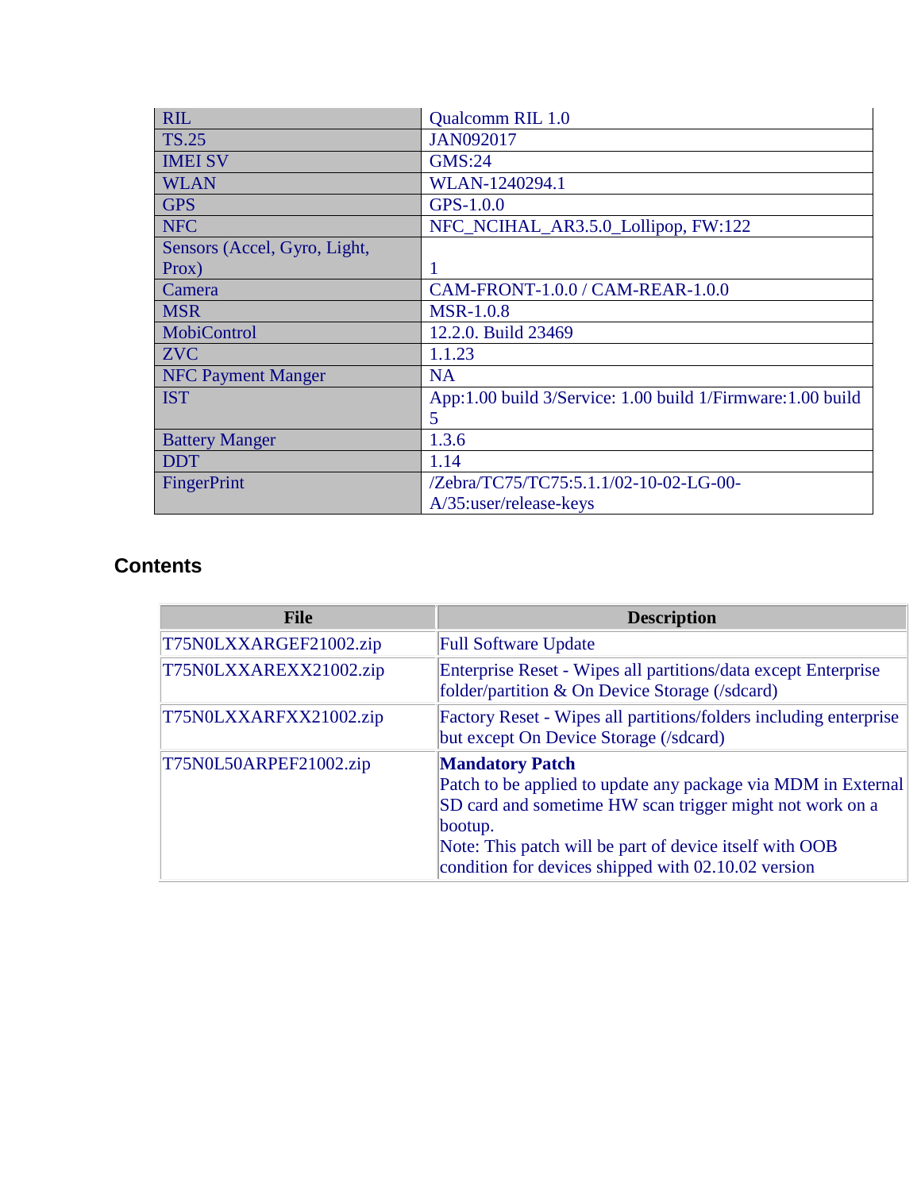| | |
|---|---|
| RIL | Qualcomm RIL 1.0 |
| TS.25 | JAN092017 |
| IMEI SV | GMS:24 |
| WLAN | WLAN-1240294.1 |
| GPS | GPS-1.0.0 |
| NFC | NFC_NCIHAL_AR3.5.0_Lollipop, FW:122 |
| Sensors (Accel, Gyro, Light, Prox) | 1 |
| Camera | CAM-FRONT-1.0.0 / CAM-REAR-1.0.0 |
| MSR | MSR-1.0.8 |
| MobiControl | 12.2.0. Build 23469 |
| ZVC | 1.1.23 |
| NFC Payment Manger | NA |
| IST | App:1.00 build 3/Service: 1.00 build 1/Firmware:1.00 build 5 |
| Battery Manger | 1.3.6 |
| DDT | 1.14 |
| FingerPrint | /Zebra/TC75/TC75:5.1.1/02-10-02-LG-00-A/35:user/release-keys |

## Contents

| File | Description |
|---|---|
| T75N0LXXARGEF21002.zip | Full Software Update |
| T75N0LXXAREXX21002.zip | Enterprise Reset - Wipes all partitions/data except Enterprise folder/partition & On Device Storage (/sdcard) |
| T75N0LXXARFXX21002.zip | Factory Reset - Wipes all partitions/folders including enterprise but except On Device Storage (/sdcard) |
| T75N0L50ARPEF21002.zip | **Mandatory Patch**<br>Patch to be applied to update any package via MDM in External SD card and sometime HW scan trigger might not work on a bootup.<br>Note: This patch will be part of device itself with OOB condition for devices shipped with 02.10.02 version |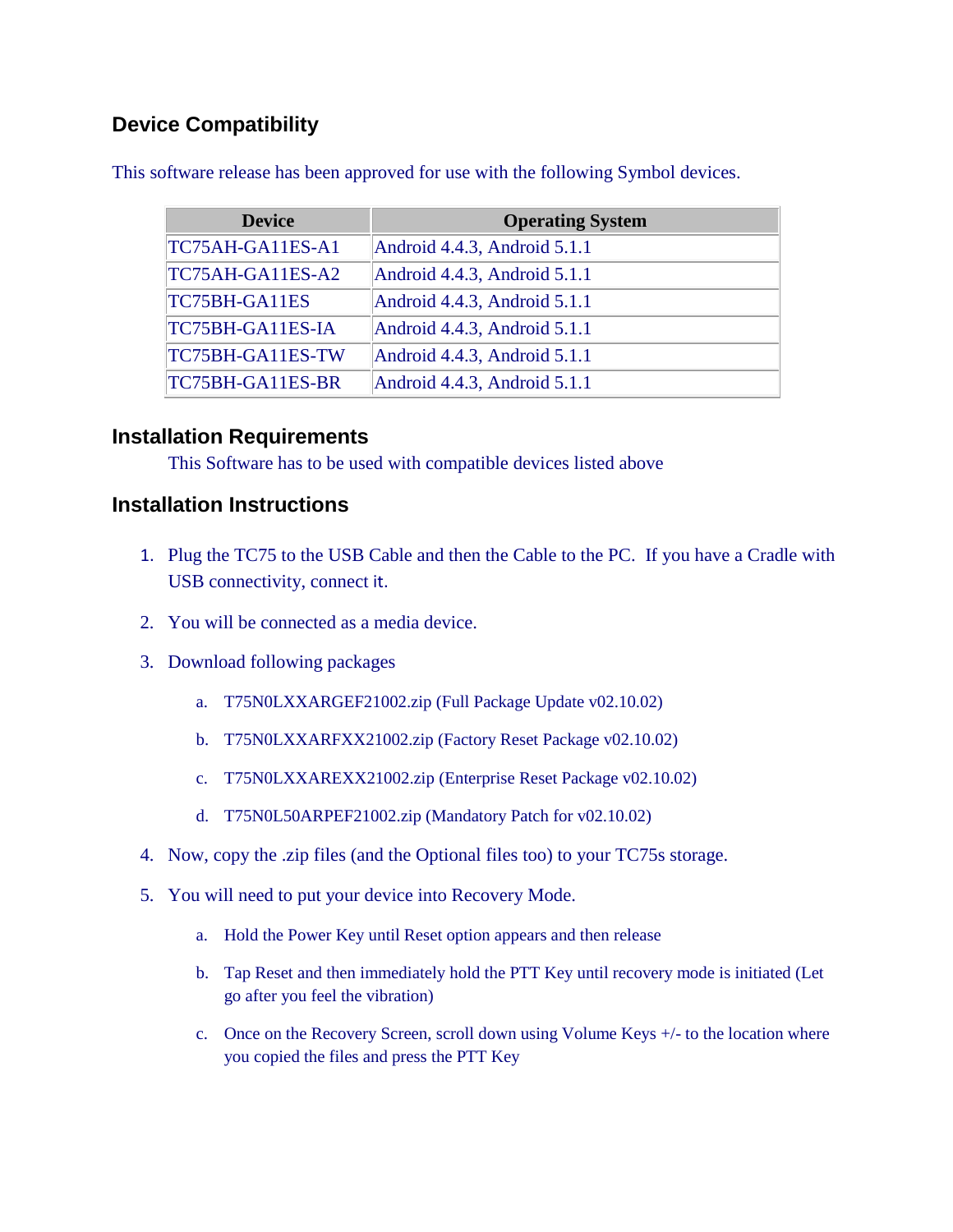## Device Compatibility

This software release has been approved for use with the following Symbol devices.

| Device | Operating System |
|---|---|
| TC75AH-GA11ES-A1 | Android 4.4.3, Android 5.1.1 |
| TC75AH-GA11ES-A2 | Android 4.4.3, Android 5.1.1 |
| TC75BH-GA11ES | Android 4.4.3, Android 5.1.1 |
| TC75BH-GA11ES-IA | Android 4.4.3, Android 5.1.1 |
| TC75BH-GA11ES-TW | Android 4.4.3, Android 5.1.1 |
| TC75BH-GA11ES-BR | Android 4.4.3, Android 5.1.1 |

## Installation Requirements

This Software has to be used with compatible devices listed above

## Installation Instructions

1. Plug the TC75 to the USB Cable and then the Cable to the PC. If you have a Cradle with USB connectivity, connect it.
2. You will be connected as a media device.
3. Download following packages
   a. T75N0LXXARGEF21002.zip (Full Package Update v02.10.02)
   b. T75N0LXXARFXX21002.zip (Factory Reset Package v02.10.02)
   c. T75N0LXXAREXX21002.zip (Enterprise Reset Package v02.10.02)
   d. T75N0L50ARPEF21002.zip (Mandatory Patch for v02.10.02)
4. Now, copy the .zip files (and the Optional files too) to your TC75s storage.
5. You will need to put your device into Recovery Mode.
   a. Hold the Power Key until Reset option appears and then release
   b. Tap Reset and then immediately hold the PTT Key until recovery mode is initiated (Let go after you feel the vibration)
   c. Once on the Recovery Screen, scroll down using Volume Keys +/- to the location where you copied the files and press the PTT Key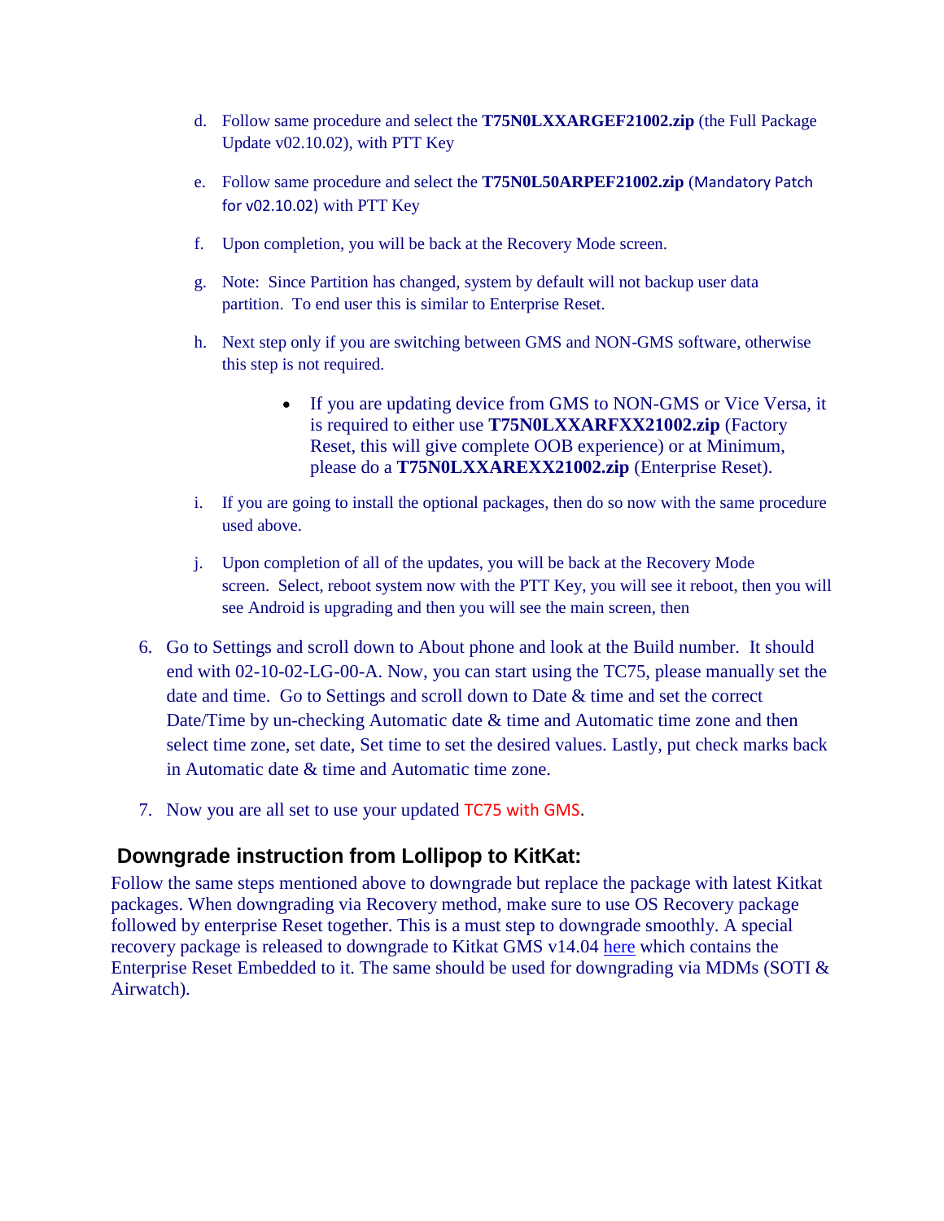d. Follow same procedure and select the **T75N0LXXARGEF21002.zip** (the Full Package Update v02.10.02), with PTT Key

e. Follow same procedure and select the **T75N0L50ARPEF21002.zip** (Mandatory Patch for v02.10.02) with PTT Key

f. Upon completion, you will be back at the Recovery Mode screen.

g. Note: Since Partition has changed, system by default will not backup user data partition. To end user this is similar to Enterprise Reset.

h. Next step only if you are switching between GMS and NON-GMS software, otherwise this step is not required.

   - If you are updating device from GMS to NON-GMS or Vice Versa, it is required to either use **T75N0LXXARFXX21002.zip** (Factory Reset, this will give complete OOB experience) or at Minimum, please do a **T75N0LXXAREXX21002.zip** (Enterprise Reset).

i. If you are going to install the optional packages, then do so now with the same procedure used above.

j. Upon completion of all of the updates, you will be back at the Recovery Mode screen. Select, reboot system now with the PTT Key, you will see it reboot, then you will see Android is upgrading and then you will see the main screen, then

6. Go to Settings and scroll down to About phone and look at the Build number. It should end with 02-10-02-LG-00-A. Now, you can start using the TC75, please manually set the date and time. Go to Settings and scroll down to Date & time and set the correct Date/Time by un-checking Automatic date & time and Automatic time zone and then select time zone, set date, Set time to set the desired values. Lastly, put check marks back in Automatic date & time and Automatic time zone.

7. Now you are all set to use your updated TC75 with GMS.

## Downgrade instruction from Lollipop to KitKat:

Follow the same steps mentioned above to downgrade but replace the package with latest Kitkat packages. When downgrading via Recovery method, make sure to use OS Recovery package followed by enterprise Reset together. This is a must step to downgrade smoothly. A special recovery package is released to downgrade to Kitkat GMS v14.04 here which contains the Enterprise Reset Embedded to it. The same should be used for downgrading via MDMs (SOTI & Airwatch).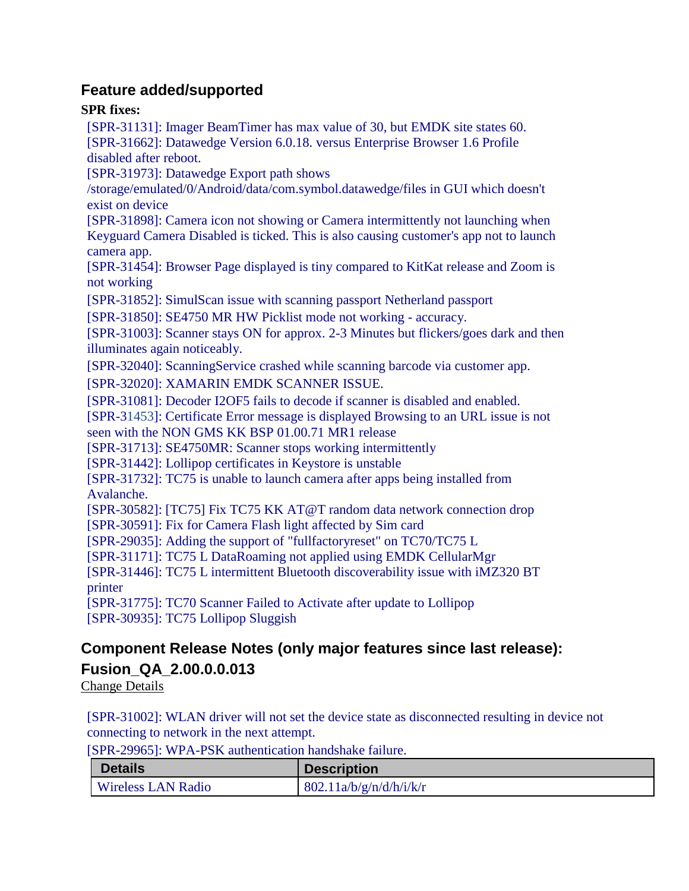## Feature added/supported

**SPR fixes:**

[SPR-31131]: Imager BeamTimer has max value of 30, but EMDK site states 60.
[SPR-31662]: Datawedge Version 6.0.18. versus Enterprise Browser 1.6 Profile disabled after reboot.
[SPR-31973]: Datawedge Export path shows /storage/emulated/0/Android/data/com.symbol.datawedge/files in GUI which doesn't exist on device
[SPR-31898]: Camera icon not showing or Camera intermittently not launching when Keyguard Camera Disabled is ticked. This is also causing customer's app not to launch camera app.
[SPR-31454]: Browser Page displayed is tiny compared to KitKat release and Zoom is not working
[SPR-31852]: SimulScan issue with scanning passport Netherland passport
[SPR-31850]: SE4750 MR HW Picklist mode not working - accuracy.
[SPR-31003]: Scanner stays ON for approx. 2-3 Minutes but flickers/goes dark and then illuminates again noticeably.
[SPR-32040]: ScanningService crashed while scanning barcode via customer app.
[SPR-32020]: XAMARIN EMDK SCANNER ISSUE.
[SPR-31081]: Decoder I2OF5 fails to decode if scanner is disabled and enabled.
[SPR-31453]: Certificate Error message is displayed Browsing to an URL issue is not seen with the NON GMS KK BSP 01.00.71 MR1 release
[SPR-31713]: SE4750MR: Scanner stops working intermittently
[SPR-31442]: Lollipop certificates in Keystore is unstable
[SPR-31732]: TC75 is unable to launch camera after apps being installed from Avalanche.
[SPR-30582]: [TC75] Fix TC75 KK AT@T random data network connection drop
[SPR-30591]: Fix for Camera Flash light affected by Sim card
[SPR-29035]: Adding the support of "fullfactoryreset" on TC70/TC75 L
[SPR-31171]: TC75 L DataRoaming not applied using EMDK CellularMgr
[SPR-31446]: TC75 L intermittent Bluetooth discoverability issue with iMZ320 BT printer
[SPR-31775]: TC70 Scanner Failed to Activate after update to Lollipop
[SPR-30935]: TC75 Lollipop Sluggish

## Component Release Notes (only major features since last release):

## Fusion_QA_2.00.0.0.013

Change Details

[SPR-31002]: WLAN driver will not set the device state as disconnected resulting in device not connecting to network in the next attempt.
[SPR-29965]: WPA-PSK authentication handshake failure.

| Details | Description |
|---|---|
| Wireless LAN Radio | 802.11a/b/g/n/d/h/i/k/r |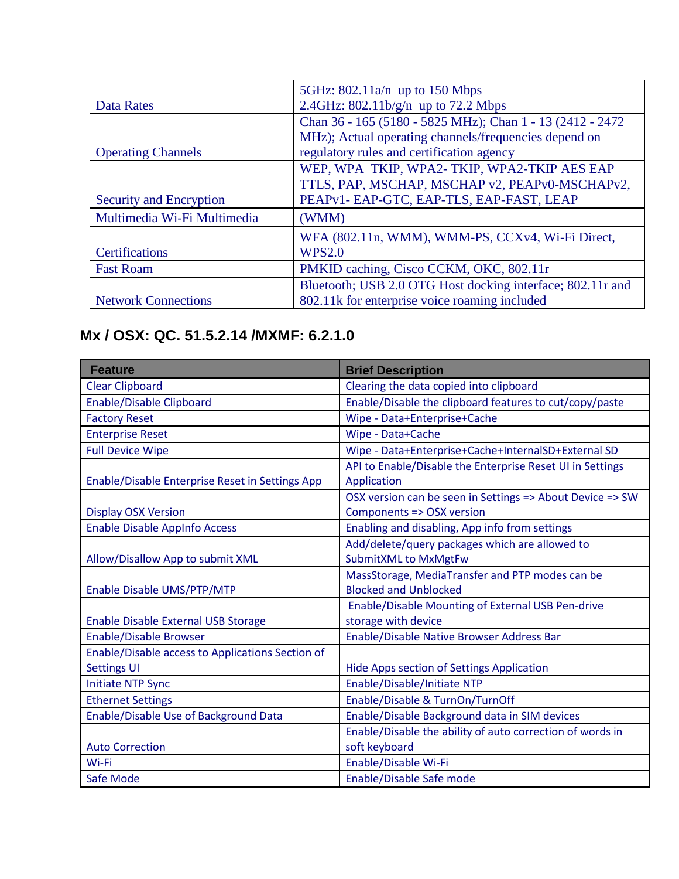| | |
|---|---|
| Data Rates | 5GHz: 802.11a/n up to 150 Mbps<br>2.4GHz: 802.11b/g/n up to 72.2 Mbps |
| Operating Channels | Chan 36 - 165 (5180 - 5825 MHz); Chan 1 - 13 (2412 - 2472 MHz); Actual operating channels/frequencies depend on regulatory rules and certification agency |
| Security and Encryption | WEP, WPA TKIP, WPA2- TKIP, WPA2-TKIP AES EAP TTLS, PAP, MSCHAP, MSCHAP v2, PEAPv0-MSCHAPv2, PEAPv1- EAP-GTC, EAP-TLS, EAP-FAST, LEAP |
| Multimedia Wi-Fi Multimedia | (WMM) |
| Certifications | WFA (802.11n, WMM), WMM-PS, CCXv4, Wi-Fi Direct, WPS2.0 |
| Fast Roam | PMKID caching, Cisco CCKM, OKC, 802.11r |
| Network Connections | Bluetooth; USB 2.0 OTG Host docking interface; 802.11r and 802.11k for enterprise voice roaming included |

## Mx / OSX: QC. 51.5.2.14 /MXMF: 6.2.1.0

| Feature | Brief Description |
|---|---|
| Clear Clipboard | Clearing the data copied into clipboard |
| Enable/Disable Clipboard | Enable/Disable the clipboard features to cut/copy/paste |
| Factory Reset | Wipe - Data+Enterprise+Cache |
| Enterprise Reset | Wipe - Data+Cache |
| Full Device Wipe | Wipe - Data+Enterprise+Cache+InternalSD+External SD |
| Enable/Disable Enterprise Reset in Settings App | API to Enable/Disable the Enterprise Reset UI in Settings Application |
| Display OSX Version | OSX version can be seen in Settings => About Device => SW Components => OSX version |
| Enable Disable AppInfo Access | Enabling and disabling, App info from settings |
| Allow/Disallow App to submit XML | Add/delete/query packages which are allowed to SubmitXML to MxMgtFw |
| Enable Disable UMS/PTP/MTP | MassStorage, MediaTransfer and PTP modes can be Blocked and Unblocked |
| Enable Disable External USB Storage | Enable/Disable Mounting of External USB Pen-drive storage with device |
| Enable/Disable Browser | Enable/Disable Native Browser Address Bar |
| Enable/Disable access to Applications Section of Settings UI | Hide Apps section of Settings Application |
| Initiate NTP Sync | Enable/Disable/Initiate NTP |
| Ethernet Settings | Enable/Disable & TurnOn/TurnOff |
| Enable/Disable Use of Background Data | Enable/Disable Background data in SIM devices |
| Auto Correction | Enable/Disable the ability of auto correction of words in soft keyboard |
| Wi-Fi | Enable/Disable Wi-Fi |
| Safe Mode | Enable/Disable Safe mode |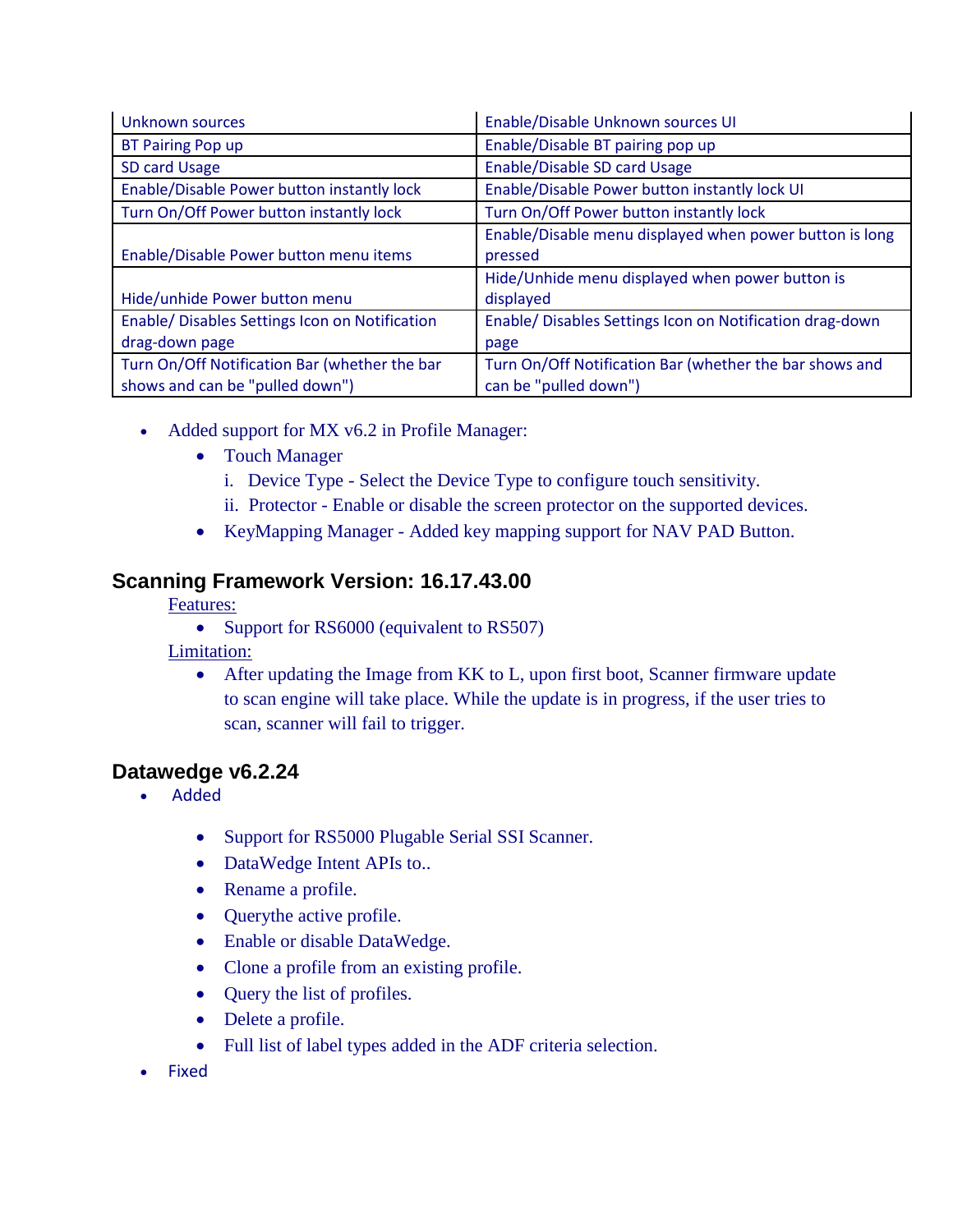| Unknown sources | Enable/Disable Unknown sources UI |
|---|---|
| BT Pairing Pop up | Enable/Disable BT pairing pop up |
| SD card Usage | Enable/Disable SD card Usage |
| Enable/Disable Power button instantly lock | Enable/Disable Power button instantly lock UI |
| Turn On/Off Power button instantly lock | Turn On/Off Power button instantly lock |
| Enable/Disable Power button menu items | Enable/Disable menu displayed when power button is long pressed |
| Hide/unhide Power button menu | Hide/Unhide menu displayed when power button is displayed |
| Enable/ Disables Settings Icon on Notification drag-down page | Enable/ Disables Settings Icon on Notification drag-down page |
| Turn On/Off Notification Bar (whether the bar shows and can be "pulled down") | Turn On/Off Notification Bar (whether the bar shows and can be "pulled down") |

- Added support for MX v6.2 in Profile Manager:
  - Touch Manager
    1. Device Type - Select the Device Type to configure touch sensitivity.
    2. Protector - Enable or disable the screen protector on the supported devices.
  - KeyMapping Manager - Added key mapping support for NAV PAD Button.

## Scanning Framework Version: 16.17.43.00

Features:

- Support for RS6000 (equivalent to RS507)

Limitation:

- After updating the Image from KK to L, upon first boot, Scanner firmware update to scan engine will take place. While the update is in progress, if the user tries to scan, scanner will fail to trigger.

## Datawedge v6.2.24

- Added
  - Support for RS5000 Plugable Serial SSI Scanner.
  - DataWedge Intent APIs to..
  - Rename a profile.
  - Querythe active profile.
  - Enable or disable DataWedge.
  - Clone a profile from an existing profile.
  - Query the list of profiles.
  - Delete a profile.
  - Full list of label types added in the ADF criteria selection.
- Fixed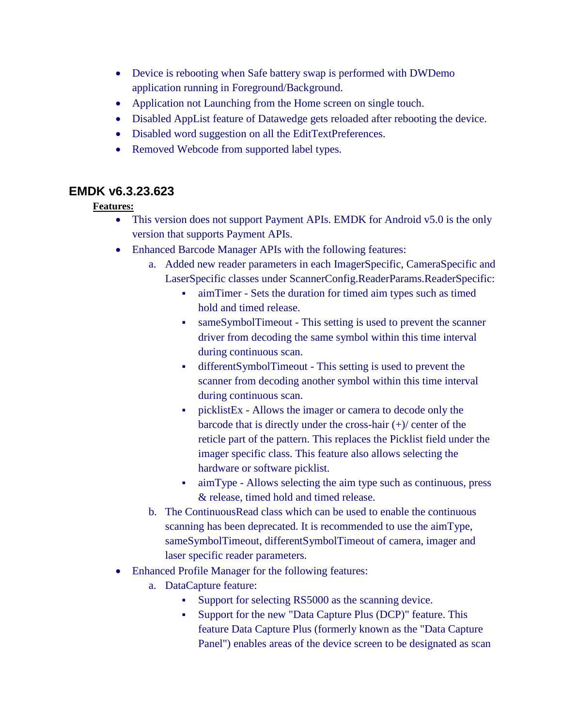- Device is rebooting when Safe battery swap is performed with DWDemo application running in Foreground/Background.
- Application not Launching from the Home screen on single touch.
- Disabled AppList feature of Datawedge gets reloaded after rebooting the device.
- Disabled word suggestion on all the EditTextPreferences.
- Removed Webcode from supported label types.

## EMDK v6.3.23.623

**Features:**

- This version does not support Payment APIs. EMDK for Android v5.0 is the only version that supports Payment APIs.
- Enhanced Barcode Manager APIs with the following features:
  a. Added new reader parameters in each ImagerSpecific, CameraSpecific and LaserSpecific classes under ScannerConfig.ReaderParams.ReaderSpecific:
     - aimTimer - Sets the duration for timed aim types such as timed hold and timed release.
     - sameSymbolTimeout - This setting is used to prevent the scanner driver from decoding the same symbol within this time interval during continuous scan.
     - differentSymbolTimeout - This setting is used to prevent the scanner from decoding another symbol within this time interval during continuous scan.
     - picklistEx - Allows the imager or camera to decode only the barcode that is directly under the cross-hair (+)/ center of the reticle part of the pattern. This replaces the Picklist field under the imager specific class. This feature also allows selecting the hardware or software picklist.
     - aimType - Allows selecting the aim type such as continuous, press & release, timed hold and timed release.
  
  b. The ContinuousRead class which can be used to enable the continuous scanning has been deprecated. It is recommended to use the aimType, sameSymbolTimeout, differentSymbolTimeout of camera, imager and laser specific reader parameters.
- Enhanced Profile Manager for the following features:
  a. DataCapture feature:
     - Support for selecting RS5000 as the scanning device.
     - Support for the new "Data Capture Plus (DCP)" feature. This feature Data Capture Plus (formerly known as the "Data Capture Panel") enables areas of the device screen to be designated as scan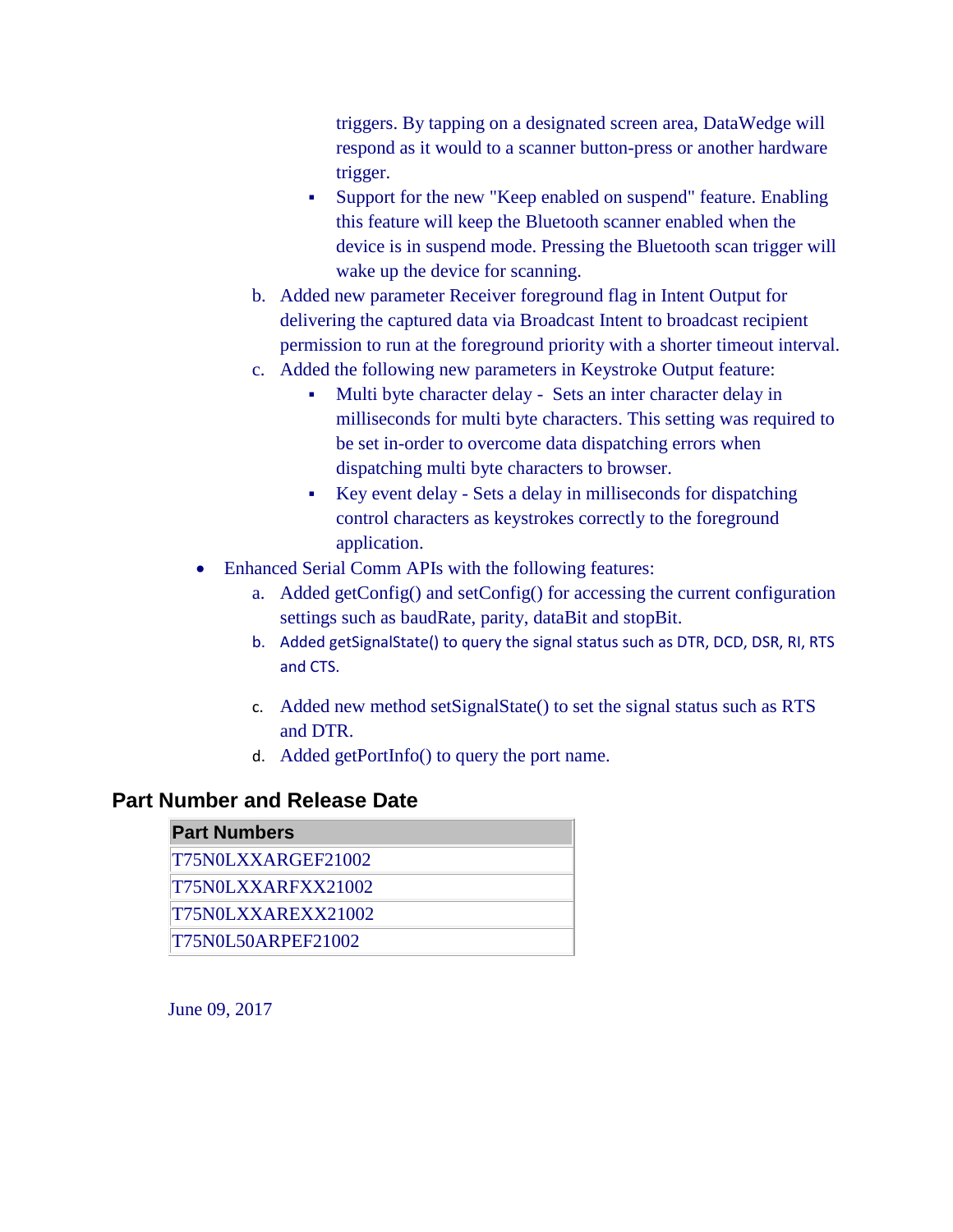triggers. By tapping on a designated screen area, DataWedge will respond as it would to a scanner button-press or another hardware trigger.

        - Support for the new "Keep enabled on suspend" feature. Enabling this feature will keep the Bluetooth scanner enabled when the device is in suspend mode. Pressing the Bluetooth scan trigger will wake up the device for scanning.

    b. Added new parameter Receiver foreground flag in Intent Output for delivering the captured data via Broadcast Intent to broadcast recipient permission to run at the foreground priority with a shorter timeout interval.

    c. Added the following new parameters in Keystroke Output feature:
        - Multi byte character delay - Sets an inter character delay in milliseconds for multi byte characters. This setting was required to be set in-order to overcome data dispatching errors when dispatching multi byte characters to browser.
        - Key event delay - Sets a delay in milliseconds for dispatching control characters as keystrokes correctly to the foreground application.

- Enhanced Serial Comm APIs with the following features:
    a. Added getConfig() and setConfig() for accessing the current configuration settings such as baudRate, parity, dataBit and stopBit.
    b. Added getSignalState() to query the signal status such as DTR, DCD, DSR, RI, RTS and CTS.
    c. Added new method setSignalState() to set the signal status such as RTS and DTR.
    d. Added getPortInfo() to query the port name.

### Part Number and Release Date

| Part Numbers |
| --- |
| T75N0LXXARGEF21002 |
| T75N0LXXARFXX21002 |
| T75N0LXXAREXX21002 |
| T75N0L50ARPEF21002 |

June 09, 2017